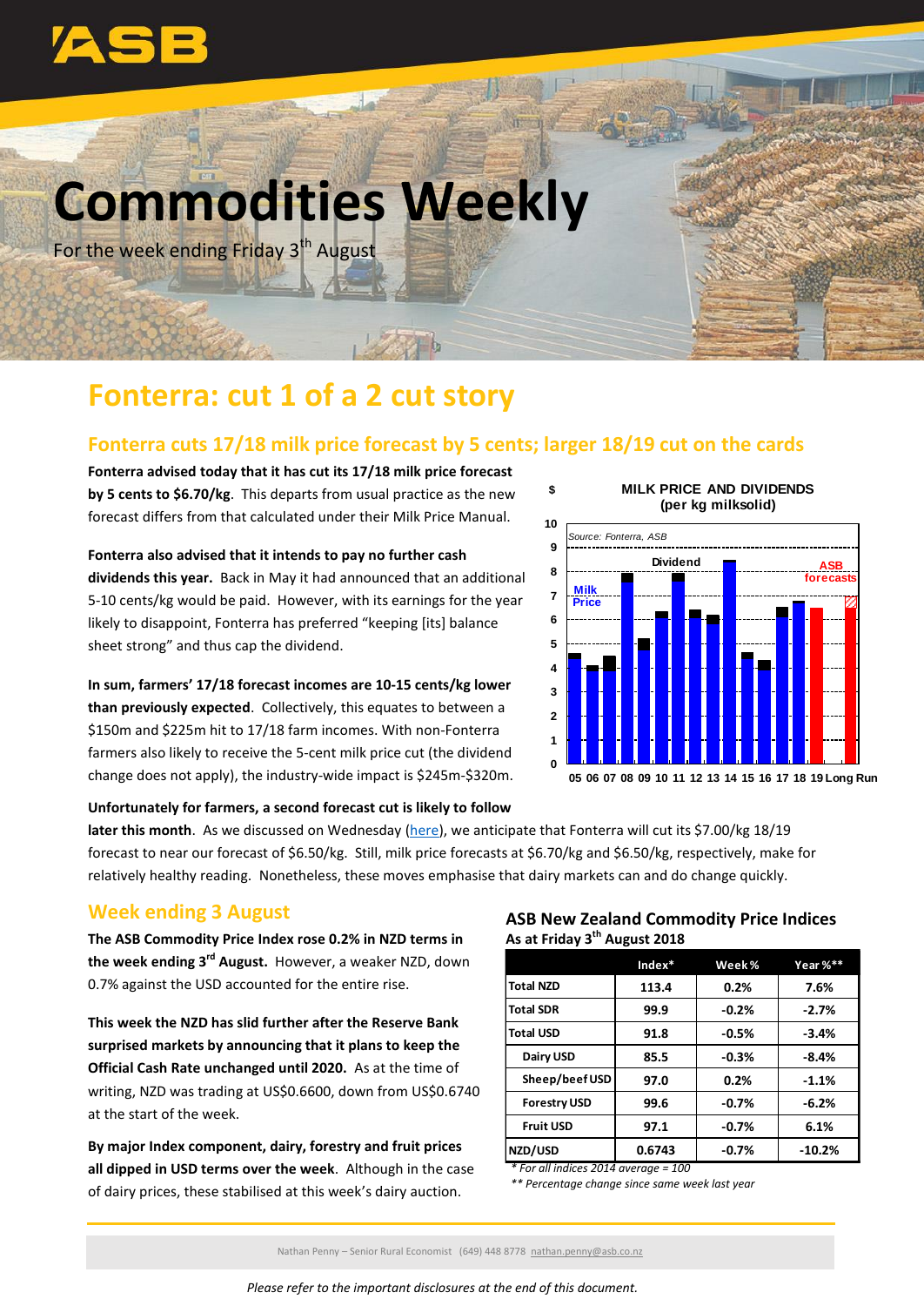# Commodities Weekly

For the week ending Friday 3rd August

## Fonterra: cut 1 of a 2 cut story

### Fonterra cuts 17/18 milk price forecast by 5 cents; larger 18/19 cut on the cards

**Fonterra advised today that it has cut its 17/18 milk price forecast by 5 cents to $6.70/kg**. This departs from usual practice as the new forecast differs from that calculated under their Milk Price Manual.

**Fonterra also advised that it intends to pay no further cash dividends this year.** Back in May it had announced that an additional 5-10 cents/kg would be paid. However, with its earnings for the year likely to disappoint, Fonterra has preferred "keeping [its] balance sheet strong" and thus cap the dividend.

**In sum, farmers' 17/18 forecast incomes are 10-15 cents/kg lower than previously expected**. Collectively, this equates to between a $150m and $225m hit to 17/18 farm incomes. With non-Fonterra farmers also likely to receive the 5-cent milk price cut (the dividend change does not apply), the industry-wide impact is $245m-$320m.

**Unfortunately for farmers, a second forecast cut is likely to follow later this month**. As we discussed on Wednesday (here), we anticipate that Fonterra will cut its $7.00/kg 18/19 forecast to near our forecast of $6.50/kg. Still, milk price forecasts at $6.70/kg and $6.50/kg, respectively, make for relatively healthy reading. Nonetheless, these moves emphasise that dairy markets can and do change quickly.

MILK PRICE AND DIVIDENDS (per kg milksolid)

Source: Fonterra, ASB

### Week ending 3 August

**The ASB Commodity Price Index rose 0.2% in NZD terms in the week ending 3rd August.** However, a weaker NZD, down 0.7% against the USD accounted for the entire rise.

**This week the NZD has slid further after the Reserve Bank surprised markets by announcing that it plans to keep the Official Cash Rate unchanged until 2020.** As at the time of writing, NZD was trading at US$0.6600, down from US$0.6740 at the start of the week.

**By major Index component, dairy, forestry and fruit prices all dipped in USD terms over the week**. Although in the case of dairy prices, these stabilised at this week's dairy auction.

**ASB New Zealand Commodity Price Indices**
As at Friday 3rd August 2018

| | Index* | Week % | Year %** |
|---|---|---|---|
| Total NZD | 113.4 | 0.2% | 7.6% |
| Total SDR | 99.9 | -0.2% | -2.7% |
| Total USD | 91.8 | -0.5% | -3.4% |
| Dairy USD | 85.5 | -0.3% | -8.4% |
| Sheep/beef USD | 97.0 | 0.2% | -1.1% |
| Forestry USD | 99.6 | -0.7% | -6.2% |
| Fruit USD | 97.1 | -0.7% | 6.1% |
| NZD/USD | 0.6743 | -0.7% | -10.2% |

*\* For all indices 2014 average = 100*
*\*\* Percentage change since same week last year*

Nathan Penny – Senior Rural Economist (649) 448 8778 nathan.penny@asb.co.nz

*Please refer to the important disclosures at the end of this document.*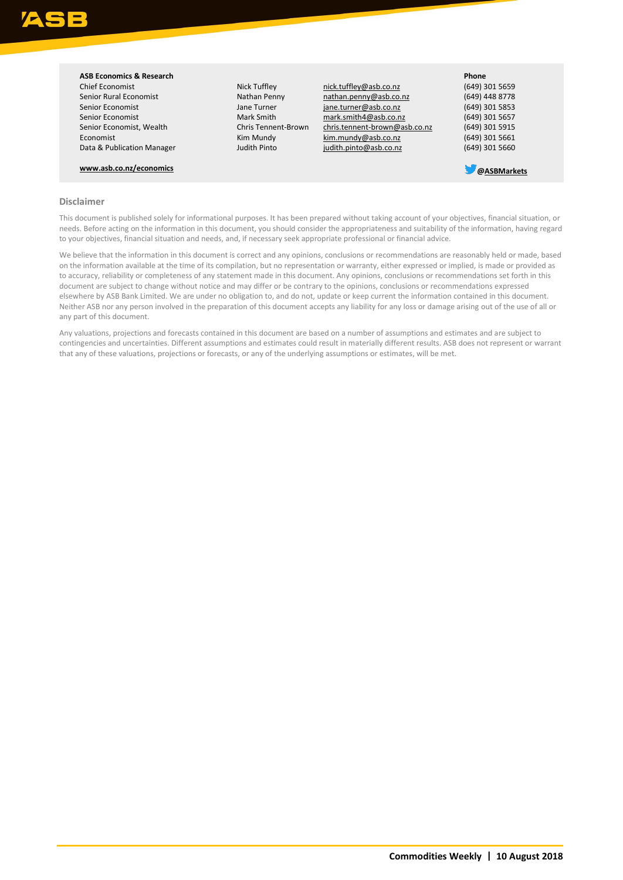| ASB Economics & Research | | | Phone |
|---|---|---|---|
| Chief Economist | Nick Tuffley | nick.tuffley@asb.co.nz | (649) 301 5659 |
| Senior Rural Economist | Nathan Penny | nathan.penny@asb.co.nz | (649) 448 8778 |
| Senior Economist | Jane Turner | jane.turner@asb.co.nz | (649) 301 5853 |
| Senior Economist | Mark Smith | mark.smith4@asb.co.nz | (649) 301 5657 |
| Senior Economist, Wealth | Chris Tennent-Brown | chris.tennent-brown@asb.co.nz | (649) 301 5915 |
| Economist | Kim Mundy | kim.mundy@asb.co.nz | (649) 301 5661 |
| Data & Publication Manager | Judith Pinto | judith.pinto@asb.co.nz | (649) 301 5660 |

**www.asb.co.nz/economics**

**@ASBMarkets**

## Disclaimer

This document is published solely for informational purposes. It has been prepared without taking account of your objectives, financial situation, or needs. Before acting on the information in this document, you should consider the appropriateness and suitability of the information, having regard to your objectives, financial situation and needs, and, if necessary seek appropriate professional or financial advice.

We believe that the information in this document is correct and any opinions, conclusions or recommendations are reasonably held or made, based on the information available at the time of its compilation, but no representation or warranty, either expressed or implied, is made or provided as to accuracy, reliability or completeness of any statement made in this document. Any opinions, conclusions or recommendations set forth in this document are subject to change without notice and may differ or be contrary to the opinions, conclusions or recommendations expressed elsewhere by ASB Bank Limited. We are under no obligation to, and do not, update or keep current the information contained in this document. Neither ASB nor any person involved in the preparation of this document accepts any liability for any loss or damage arising out of the use of all or any part of this document.

Any valuations, projections and forecasts contained in this document are based on a number of assumptions and estimates and are subject to contingencies and uncertainties. Different assumptions and estimates could result in materially different results. ASB does not represent or warrant that any of these valuations, projections or forecasts, or any of the underlying assumptions or estimates, will be met.